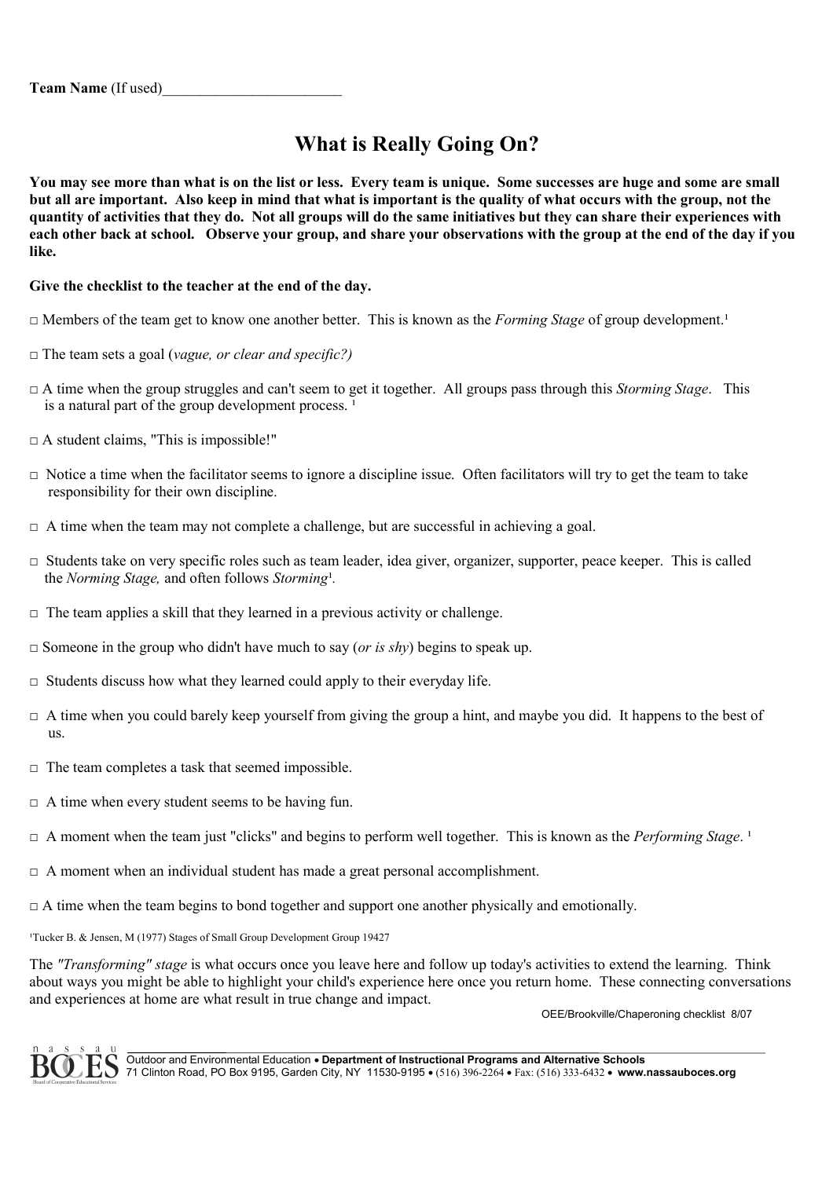**Team Name** (If used)________________________

# What is Really Going On?

**You may see more than what is on the list or less. Every team is unique. Some successes are huge and some are small but all are important. Also keep in mind that what is important is the quality of what occurs with the group, not the quantity of activities that they do. Not all groups will do the same initiatives but they can share their experiences with each other back at school. Observe your group, and share your observations with the group at the end of the day if you like.**

**Give the checklist to the teacher at the end of the day.**

□ Members of the team get to know one another better. This is known as the *Forming Stage* of group development.[1]

□ The team sets a goal (*vague, or clear and specific?)*

□ A time when the group struggles and can't seem to get it together. All groups pass through this *Storming Stage*. This is a natural part of the group development process. [1]

□ A student claims, "This is impossible!"

□ Notice a time when the facilitator seems to ignore a discipline issue. Often facilitators will try to get the team to take responsibility for their own discipline.

□ A time when the team may not complete a challenge, but are successful in achieving a goal.

□ Students take on very specific roles such as team leader, idea giver, organizer, supporter, peace keeper. This is called the *Norming Stage,* and often follows *Storming*[1].

□ The team applies a skill that they learned in a previous activity or challenge.

□ Someone in the group who didn't have much to say (*or is shy*) begins to speak up.

□ Students discuss how what they learned could apply to their everyday life.

□ A time when you could barely keep yourself from giving the group a hint, and maybe you did. It happens to the best of us.

□ The team completes a task that seemed impossible.

□ A time when every student seems to be having fun.

□ A moment when the team just "clicks" and begins to perform well together. This is known as the *Performing Stage*. [1]

□ A moment when an individual student has made a great personal accomplishment.

□ A time when the team begins to bond together and support one another physically and emotionally.

[1]Tucker B. & Jensen, M (1977) Stages of Small Group Development Group 19427

The *"Transforming" stage* is what occurs once you leave here and follow up today's activities to extend the learning. Think about ways you might be able to highlight your child's experience here once you return home. These connecting conversations and experiences at home are what result in true change and impact.

OEE/Brookville/Chaperoning checklist 8/07

Outdoor and Environmental Education • **Department of Instructional Programs and Alternative Schools**
71 Clinton Road, PO Box 9195, Garden City, NY 11530-9195 • (516) 396-2264 • Fax: (516) 333-6432 • **www.nassauboces.org**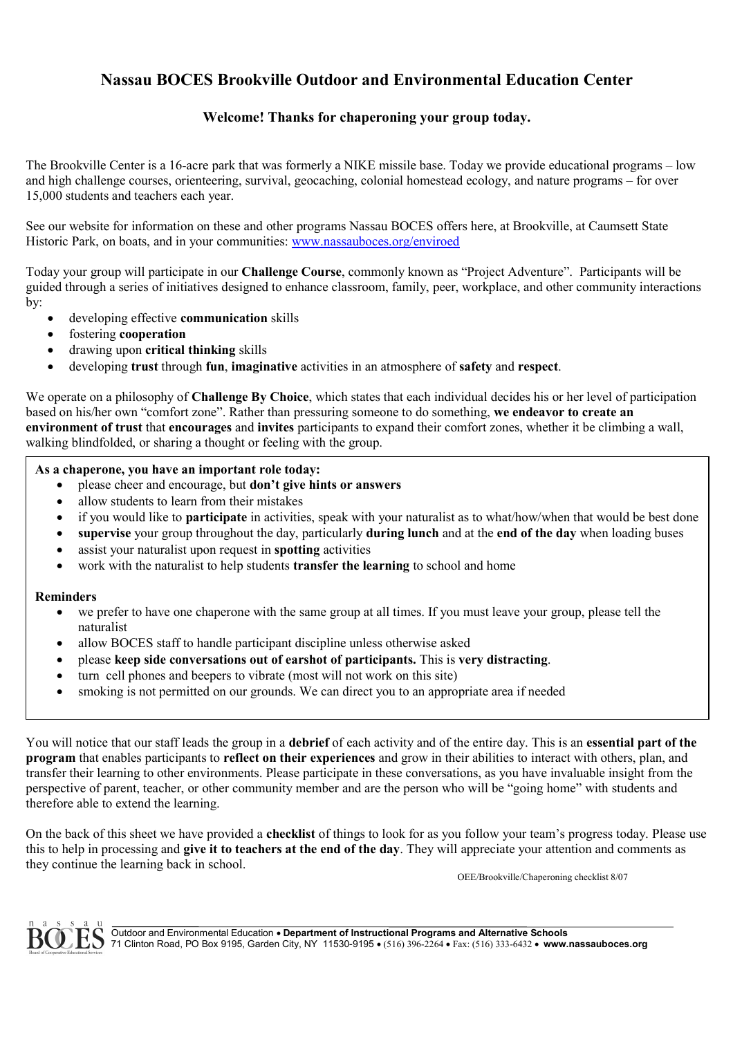# Nassau BOCES Brookville Outdoor and Environmental Education Center

## Welcome! Thanks for chaperoning your group today.

The Brookville Center is a 16-acre park that was formerly a NIKE missile base. Today we provide educational programs – low and high challenge courses, orienteering, survival, geocaching, colonial homestead ecology, and nature programs – for over 15,000 students and teachers each year.

See our website for information on these and other programs Nassau BOCES offers here, at Brookville, at Caumsett State Historic Park, on boats, and in your communities: www.nassauboces.org/enviroed

Today your group will participate in our **Challenge Course**, commonly known as "Project Adventure". Participants will be guided through a series of initiatives designed to enhance classroom, family, peer, workplace, and other community interactions by:

- developing effective **communication** skills
- fostering **cooperation**
- drawing upon **critical thinking** skills
- developing **trust** through **fun**, **imaginative** activities in an atmosphere of **safety** and **respect**.

We operate on a philosophy of **Challenge By Choice**, which states that each individual decides his or her level of participation based on his/her own "comfort zone". Rather than pressuring someone to do something, **we endeavor to create an environment of trust** that **encourages** and **invites** participants to expand their comfort zones, whether it be climbing a wall, walking blindfolded, or sharing a thought or feeling with the group.

**As a chaperone, you have an important role today:**

- please cheer and encourage, but **don't give hints or answers**
- allow students to learn from their mistakes
- if you would like to **participate** in activities, speak with your naturalist as to what/how/when that would be best done
- **supervise** your group throughout the day, particularly **during lunch** and at the **end of the day** when loading buses
- assist your naturalist upon request in **spotting** activities
- work with the naturalist to help students **transfer the learning** to school and home

**Reminders**

- we prefer to have one chaperone with the same group at all times. If you must leave your group, please tell the naturalist
- allow BOCES staff to handle participant discipline unless otherwise asked
- please **keep side conversations out of earshot of participants.** This is **very distracting**.
- turn cell phones and beepers to vibrate (most will not work on this site)
- smoking is not permitted on our grounds. We can direct you to an appropriate area if needed

You will notice that our staff leads the group in a **debrief** of each activity and of the entire day. This is an **essential part of the program** that enables participants to **reflect on their experiences** and grow in their abilities to interact with others, plan, and transfer their learning to other environments. Please participate in these conversations, as you have invaluable insight from the perspective of parent, teacher, or other community member and are the person who will be "going home" with students and therefore able to extend the learning.

On the back of this sheet we have provided a **checklist** of things to look for as you follow your team's progress today. Please use this to help in processing and **give it to teachers at the end of the day**. They will appreciate your attention and comments as they continue the learning back in school.

OEE/Brookville/Chaperoning checklist 8/07

Outdoor and Environmental Education • **Department of Instructional Programs and Alternative Schools**
71 Clinton Road, PO Box 9195, Garden City, NY 11530-9195 • (516) 396-2264 • Fax: (516) 333-6432 • **www.nassauboces.org**